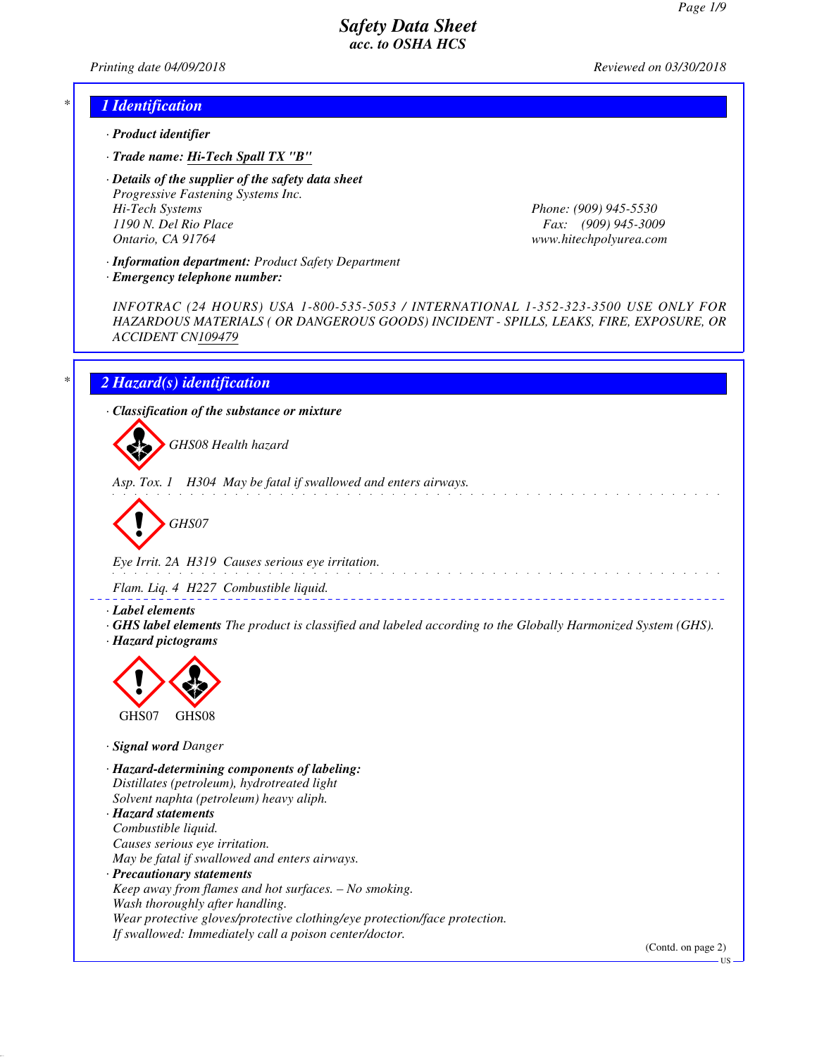# Safety Data Sheet
## acc. to OSHA HCS

Printing date 04/09/2018 Reviewed on 03/30/2018

## 1 Identification

· **Product identifier**

· **Trade name: Hi-Tech Spall TX "B"**

· **Details of the supplier of the safety data sheet**
Progressive Fastening Systems Inc.
Hi-Tech Systems
1190 N. Del Rio Place
Ontario, CA 91764

Phone: (909) 945-5530
Fax: (909) 945-3009
www.hitechpolyurea.com

· **Information department:** Product Safety Department
· **Emergency telephone number:**

INFOTRAC (24 HOURS) USA 1-800-535-5053 / INTERNATIONAL 1-352-323-3500 USE ONLY FOR HAZARDOUS MATERIALS ( OR DANGEROUS GOODS) INCIDENT - SPILLS, LEAKS, FIRE, EXPOSURE, OR ACCIDENT CN109479

## 2 Hazard(s) identification

· **Classification of the substance or mixture**

GHS08 Health hazard

Asp. Tox. 1 H304 May be fatal if swallowed and enters airways.

GHS07

Eye Irrit. 2A H319 Causes serious eye irritation.

Flam. Liq. 4 H227 Combustible liquid.

· **Label elements**
· **GHS label elements** The product is classified and labeled according to the Globally Harmonized System (GHS).
· **Hazard pictograms**

GHS07 GHS08

· **Signal word** Danger

· **Hazard-determining components of labeling:**
Distillates (petroleum), hydrotreated light
Solvent naphta (petroleum) heavy aliph.
· **Hazard statements**
Combustible liquid.
Causes serious eye irritation.
May be fatal if swallowed and enters airways.
· **Precautionary statements**
Keep away from flames and hot surfaces. – No smoking.
Wash thoroughly after handling.
Wear protective gloves/protective clothing/eye protection/face protection.
If swallowed: Immediately call a poison center/doctor.

(Contd. on page 2)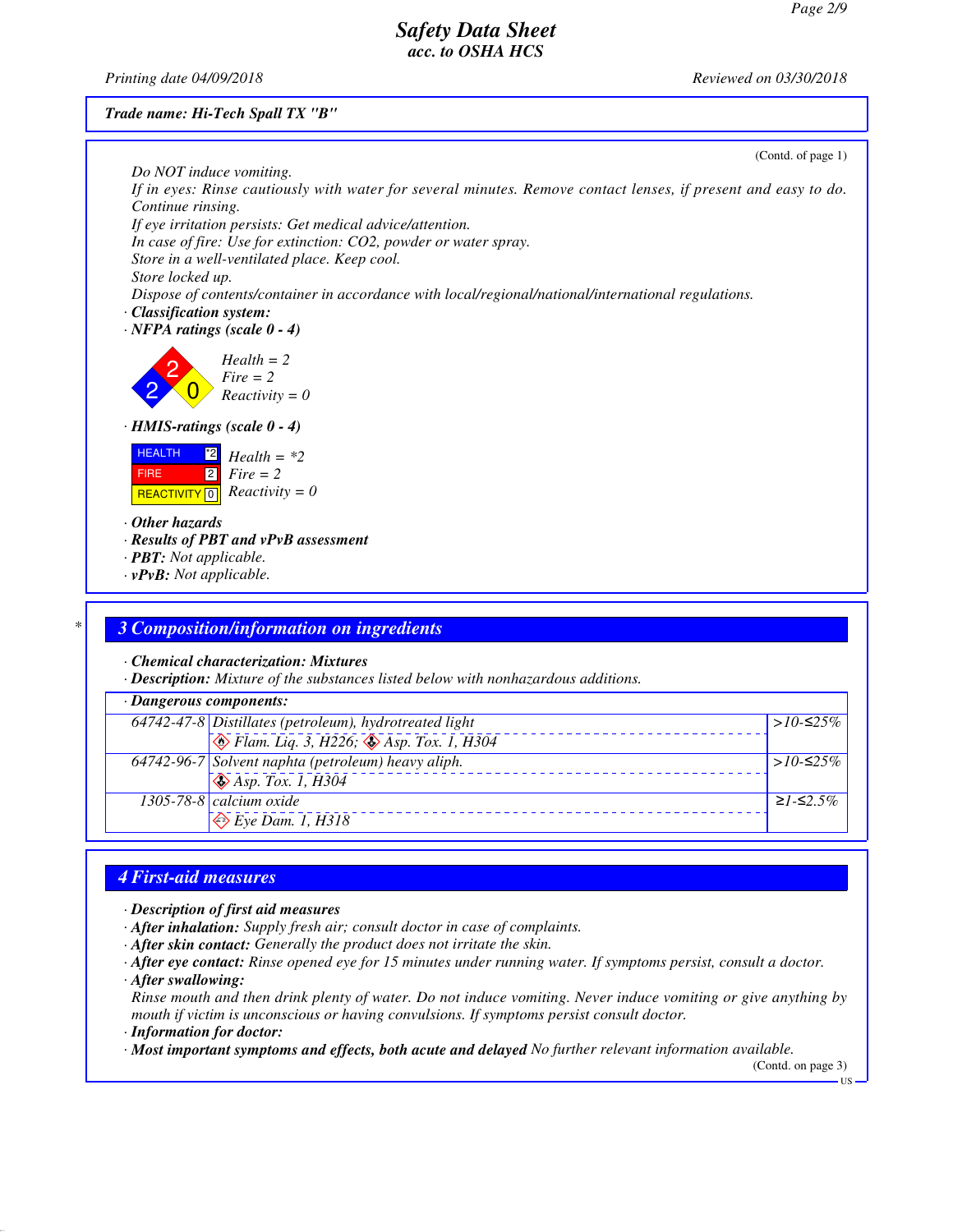**Trade name: Hi-Tech Spall TX "B"**

(Contd. of page 1)

Do NOT induce vomiting.
If in eyes: Rinse cautiously with water for several minutes. Remove contact lenses, if present and easy to do. Continue rinsing.
If eye irritation persists: Get medical advice/attention.
In case of fire: Use for extinction: $CO_2$, powder or water spray.
Store in a well-ventilated place. Keep cool.
Store locked up.
Dispose of contents/container in accordance with local/regional/national/international regulations.

· **Classification system:**

· **NFPA ratings (scale 0 - 4)**

Health = 2
Fire = 2
Reactivity = 0

· **HMIS-ratings (scale 0 - 4)**

| | |
|---|---|
| HEALTH | *2 |
| FIRE | 2 |
| REACTIVITY | 0 |

Health = *2
Fire = 2
Reactivity = 0

· **Other hazards**
· **Results of PBT and vPvB assessment**
· **PBT:** Not applicable.
· **vPvB:** Not applicable.

## * 3 Composition/information on ingredients

· **Chemical characterization: Mixtures**
· **Description:** Mixture of the substances listed below with nonhazardous additions.

| · Dangerous components: | | |
|---|---|---|
| 64742-47-8 | Distillates (petroleum), hydrotreated light<br>Flam. Liq. 3, H226; Asp. Tox. 1, H304 | >10-≤25% |
| 64742-96-7 | Solvent naphta (petroleum) heavy aliph.<br>Asp. Tox. 1, H304 | >10-≤25% |
| 1305-78-8 | calcium oxide<br>Eye Dam. 1, H318 | ≥1-≤2.5% |

## 4 First-aid measures

· **Description of first aid measures**
· **After inhalation:** Supply fresh air; consult doctor in case of complaints.
· **After skin contact:** Generally the product does not irritate the skin.
· **After eye contact:** Rinse opened eye for 15 minutes under running water. If symptoms persist, consult a doctor.
· **After swallowing:**
Rinse mouth and then drink plenty of water. Do not induce vomiting. Never induce vomiting or give anything by mouth if victim is unconscious or having convulsions. If symptoms persist consult doctor.
· **Information for doctor:**
· **Most important symptoms and effects, both acute and delayed** No further relevant information available.

(Contd. on page 3)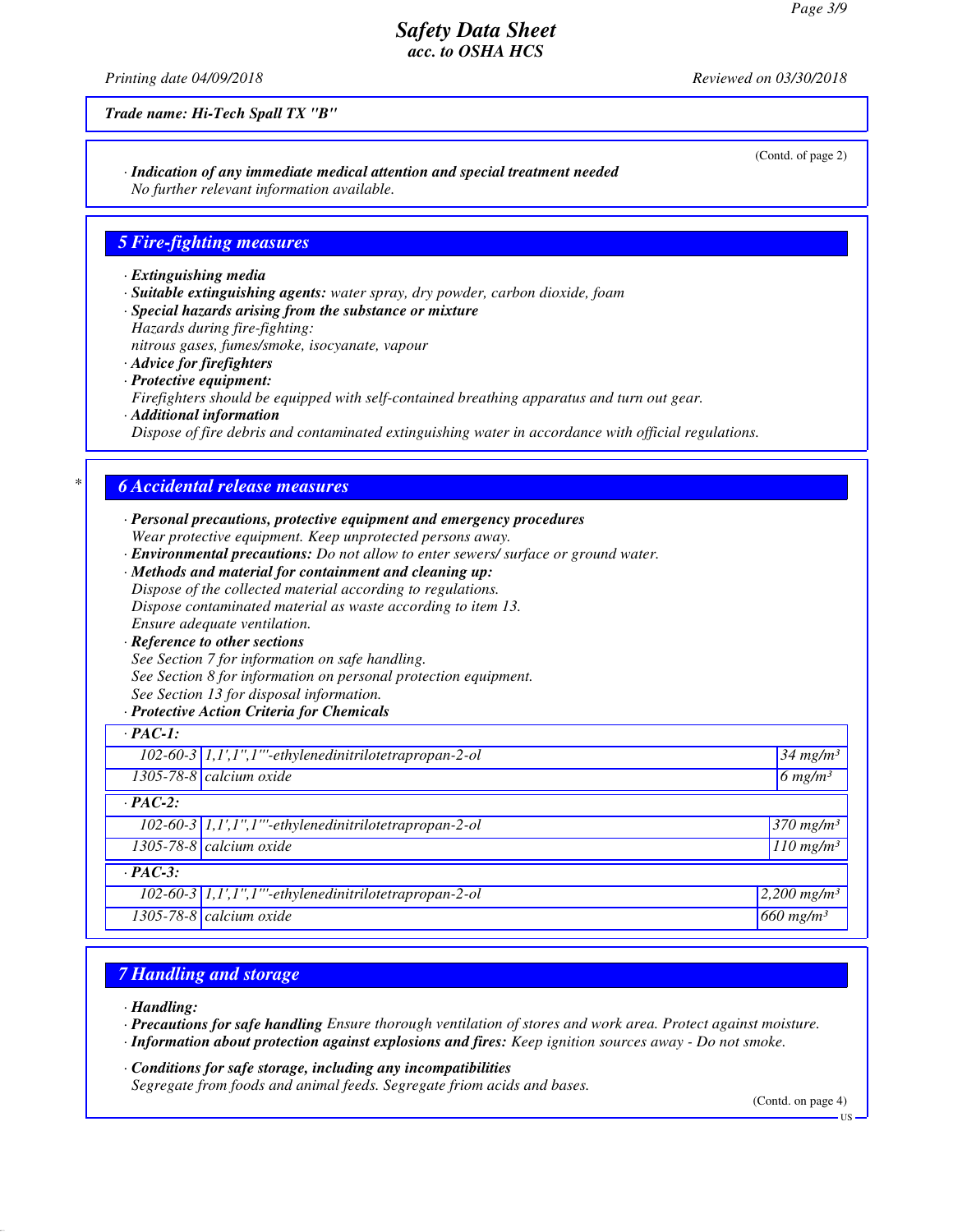**Trade name: Hi-Tech Spall TX "B"**

(Contd. of page 2)

· **Indication of any immediate medical attention and special treatment needed**
No further relevant information available.

## 5 Fire-fighting measures

· **Extinguishing media**
· **Suitable extinguishing agents:** water spray, dry powder, carbon dioxide, foam
· **Special hazards arising from the substance or mixture**
Hazards during fire-fighting:
nitrous gases, fumes/smoke, isocyanate, vapour
· **Advice for firefighters**
· **Protective equipment:**
Firefighters should be equipped with self-contained breathing apparatus and turn out gear.
· **Additional information**
Dispose of fire debris and contaminated extinguishing water in accordance with official regulations.

## 6 Accidental release measures

· **Personal precautions, protective equipment and emergency procedures**
Wear protective equipment. Keep unprotected persons away.
· **Environmental precautions:** Do not allow to enter sewers/ surface or ground water.
· **Methods and material for containment and cleaning up:**
Dispose of the collected material according to regulations.
Dispose contaminated material as waste according to item 13.
Ensure adequate ventilation.
· **Reference to other sections**
See Section 7 for information on safe handling.
See Section 8 for information on personal protection equipment.
See Section 13 for disposal information.
· **Protective Action Criteria for Chemicals**

| · **PAC-1:** | | |
|---|---|---|
| 102-60-3 | 1,1',1'',1'''-ethylenedinitrilotetrapropan-2-ol | 34 mg/m³ |
| 1305-78-8 | calcium oxide | 6 mg/m³ |
| · **PAC-2:** | | |
| 102-60-3 | 1,1',1'',1'''-ethylenedinitrilotetrapropan-2-ol | 370 mg/m³ |
| 1305-78-8 | calcium oxide | 110 mg/m³ |
| · **PAC-3:** | | |
| 102-60-3 | 1,1',1'',1'''-ethylenedinitrilotetrapropan-2-ol | 2,200 mg/m³ |
| 1305-78-8 | calcium oxide | 660 mg/m³ |

## 7 Handling and storage

· **Handling:**
· **Precautions for safe handling** Ensure thorough ventilation of stores and work area. Protect against moisture.
· **Information about protection against explosions and fires:** Keep ignition sources away - Do not smoke.

· **Conditions for safe storage, including any incompatibilities**
Segregate from foods and animal feeds. Segregate friom acids and bases.

(Contd. on page 4)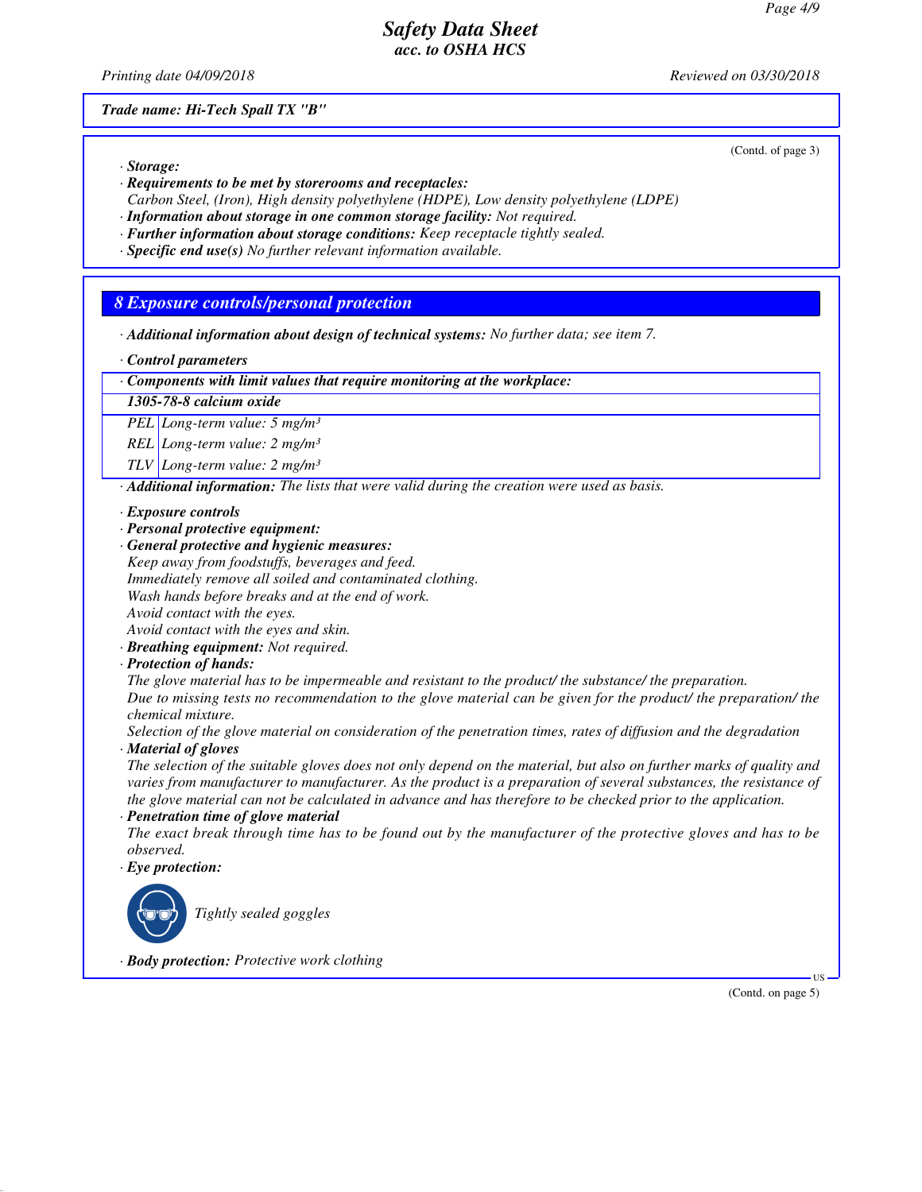**Trade name: Hi-Tech Spall TX "B"**

(Contd. of page 3)

· **Storage:**
· **Requirements to be met by storerooms and receptacles:**
Carbon Steel, (Iron), High density polyethylene (HDPE), Low density polyethylene (LDPE)
· **Information about storage in one common storage facility:** Not required.
· **Further information about storage conditions:** Keep receptacle tightly sealed.
· **Specific end use(s)** No further relevant information available.

## 8 Exposure controls/personal protection

· **Additional information about design of technical systems:** No further data; see item 7.

· **Control parameters**

| · Components with limit values that require monitoring at the workplace: | |
|---|---|
| **1305-78-8 calcium oxide** | |
| PEL | Long-term value: 5 mg/m³ |
| REL | Long-term value: 2 mg/m³ |
| TLV | Long-term value: 2 mg/m³ |

· **Additional information:** The lists that were valid during the creation were used as basis.

· **Exposure controls**
· **Personal protective equipment:**
· **General protective and hygienic measures:**
Keep away from foodstuffs, beverages and feed.
Immediately remove all soiled and contaminated clothing.
Wash hands before breaks and at the end of work.
Avoid contact with the eyes.
Avoid contact with the eyes and skin.
· **Breathing equipment:** Not required.
· **Protection of hands:**
The glove material has to be impermeable and resistant to the product/ the substance/ the preparation.
Due to missing tests no recommendation to the glove material can be given for the product/ the preparation/ the chemical mixture.
Selection of the glove material on consideration of the penetration times, rates of diffusion and the degradation
· **Material of gloves**
The selection of the suitable gloves does not only depend on the material, but also on further marks of quality and varies from manufacturer to manufacturer. As the product is a preparation of several substances, the resistance of the glove material can not be calculated in advance and has therefore to be checked prior to the application.
· **Penetration time of glove material**
The exact break through time has to be found out by the manufacturer of the protective gloves and has to be observed.
· **Eye protection:**

Tightly sealed goggles

· **Body protection:** Protective work clothing

(Contd. on page 5)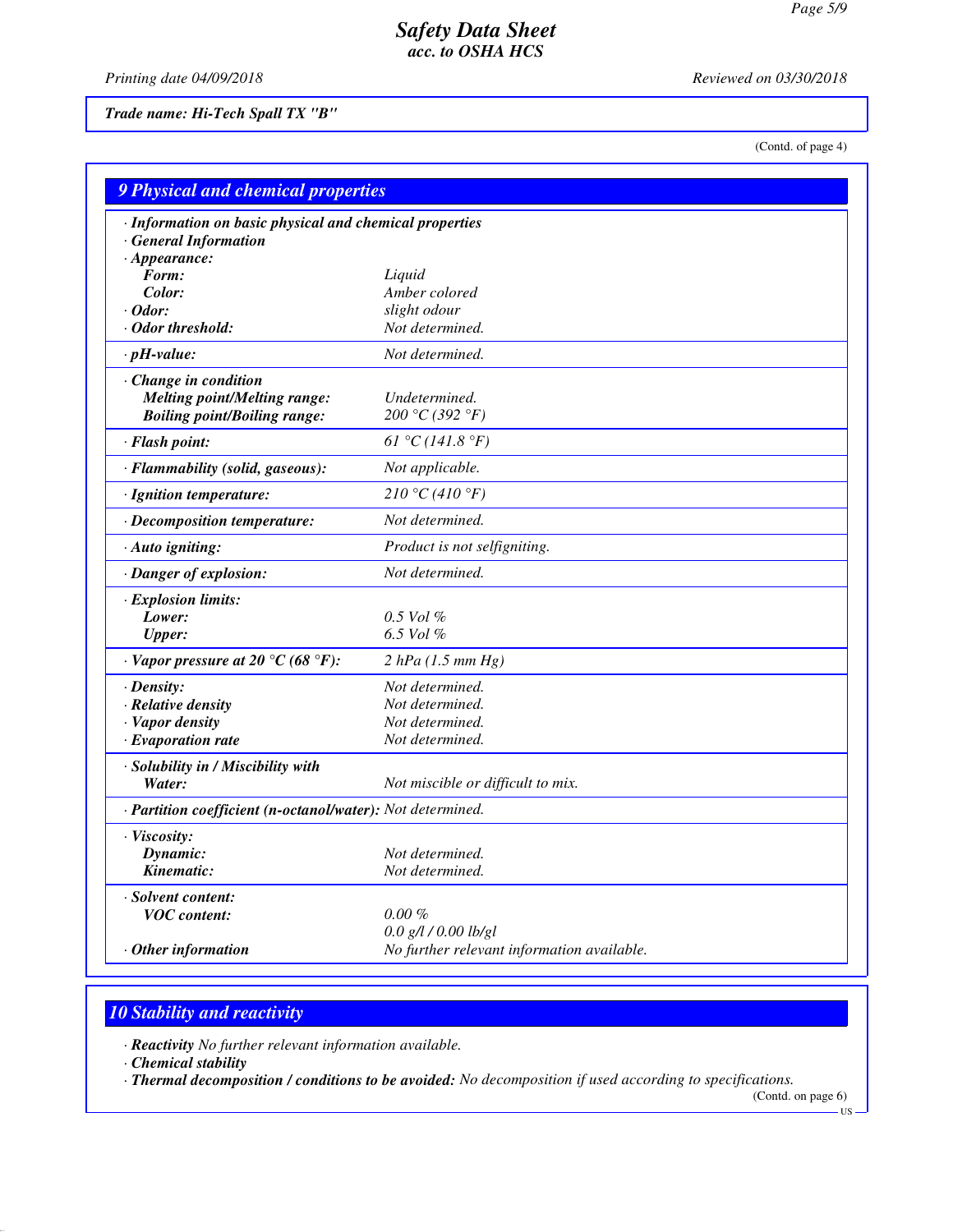## Safety Data Sheet
### acc. to OSHA HCS

Printing date 04/09/2018 Reviewed on 03/30/2018

**Trade name: Hi-Tech Spall TX "B"**

(Contd. of page 4)

## 9 Physical and chemical properties

| Property | Value |
|---|---|
| · **Information on basic physical and chemical properties** | |
| · **General Information** | |
| · **Appearance:** | |
| **Form:** | Liquid |
| **Color:** | Amber colored |
| · **Odor:** | slight odour |
| · **Odor threshold:** | Not determined. |
| · **pH-value:** | Not determined. |
| · **Change in condition** | |
| **Melting point/Melting range:** | Undetermined. |
| **Boiling point/Boiling range:** | 200 °C (392 °F) |
| · **Flash point:** | 61 °C (141.8 °F) |
| · **Flammability (solid, gaseous):** | Not applicable. |
| · **Ignition temperature:** | 210 °C (410 °F) |
| · **Decomposition temperature:** | Not determined. |
| · **Auto igniting:** | Product is not selfigniting. |
| · **Danger of explosion:** | Not determined. |
| · **Explosion limits:** | |
| **Lower:** | 0.5 Vol % |
| **Upper:** | 6.5 Vol % |
| · **Vapor pressure at 20 °C (68 °F):** | 2 hPa (1.5 mm Hg) |
| · **Density:** | Not determined. |
| · **Relative density** | Not determined. |
| · **Vapor density** | Not determined. |
| · **Evaporation rate** | Not determined. |
| · **Solubility in / Miscibility with** | |
| **Water:** | Not miscible or difficult to mix. |
| · **Partition coefficient (n-octanol/water):** | Not determined. |
| · **Viscosity:** | |
| **Dynamic:** | Not determined. |
| **Kinematic:** | Not determined. |
| · **Solvent content:** | |
| **VOC content:** | 0.00 % |
| | 0.0 g/l / 0.00 lb/gl |
| · **Other information** | No further relevant information available. |

## 10 Stability and reactivity

· **Reactivity** No further relevant information available.

· **Chemical stability**

· **Thermal decomposition / conditions to be avoided:** No decomposition if used according to specifications.

(Contd. on page 6)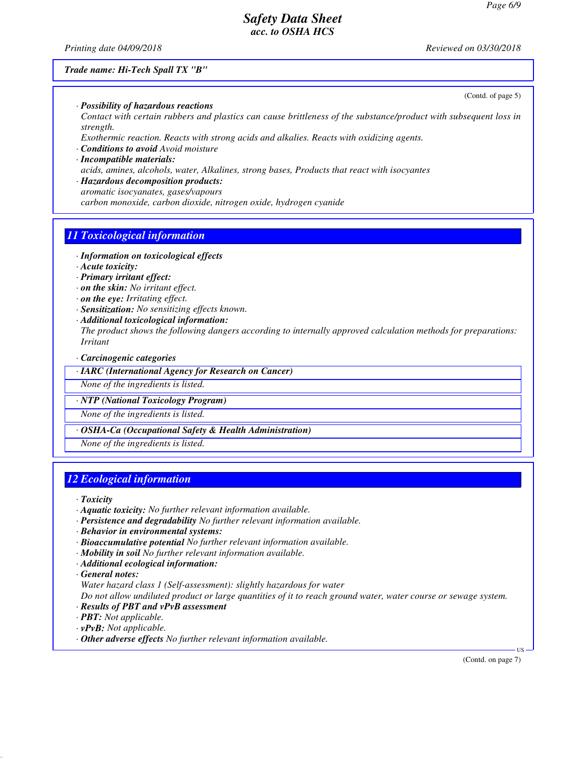**Trade name: Hi-Tech Spall TX "B"**

(Contd. of page 5)

· **Possibility of hazardous reactions**
Contact with certain rubbers and plastics can cause brittleness of the substance/product with subsequent loss in strength.
Exothermic reaction. Reacts with strong acids and alkalies. Reacts with oxidizing agents.
· **Conditions to avoid** Avoid moisture
· **Incompatible materials:**
acids, amines, alcohols, water, Alkalines, strong bases, Products that react with isocyantes
· **Hazardous decomposition products:**
aromatic isocyanates, gases/vapours
carbon monoxide, carbon dioxide, nitrogen oxide, hydrogen cyanide

## 11 Toxicological information

· **Information on toxicological effects**
· **Acute toxicity:**
· **Primary irritant effect:**
· **on the skin:** No irritant effect.
· **on the eye:** Irritating effect.
· **Sensitization:** No sensitizing effects known.
· **Additional toxicological information:**
The product shows the following dangers according to internally approved calculation methods for preparations:
Irritant

· **Carcinogenic categories**

· **IARC (International Agency for Research on Cancer)**
None of the ingredients is listed.

· **NTP (National Toxicology Program)**
None of the ingredients is listed.

· **OSHA-Ca (Occupational Safety & Health Administration)**
None of the ingredients is listed.

## 12 Ecological information

· **Toxicity**
· **Aquatic toxicity:** No further relevant information available.
· **Persistence and degradability** No further relevant information available.
· **Behavior in environmental systems:**
· **Bioaccumulative potential** No further relevant information available.
· **Mobility in soil** No further relevant information available.
· **Additional ecological information:**
· **General notes:**
Water hazard class 1 (Self-assessment): slightly hazardous for water
Do not allow undiluted product or large quantities of it to reach ground water, water course or sewage system.
· **Results of PBT and vPvB assessment**
· **PBT:** Not applicable.
· **vPvB:** Not applicable.
· **Other adverse effects** No further relevant information available.

(Contd. on page 7)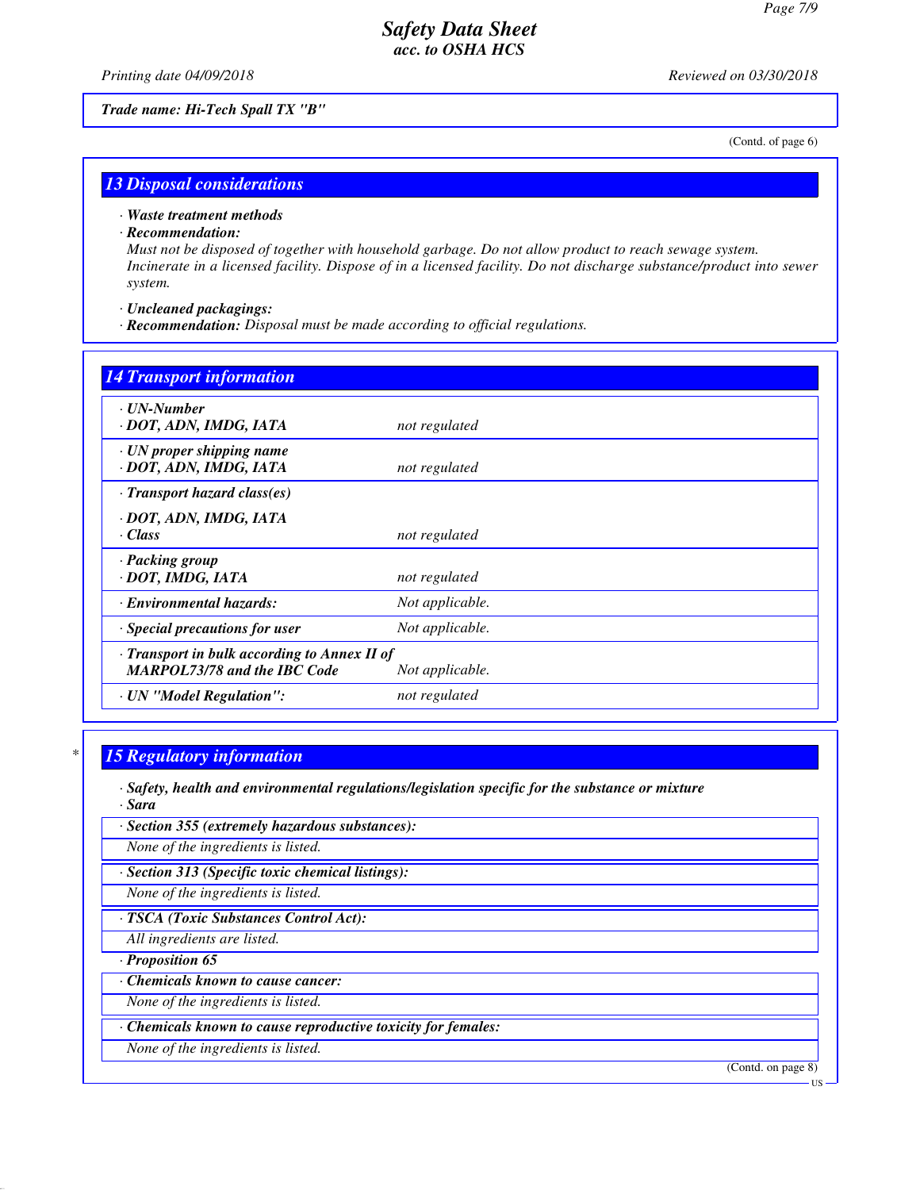Trade name: Hi-Tech Spall TX "B"

(Contd. of page 6)

## 13 Disposal considerations

· **Waste treatment methods**
· **Recommendation:**
Must not be disposed of together with household garbage. Do not allow product to reach sewage system. Incinerate in a licensed facility. Dispose of in a licensed facility. Do not discharge substance/product into sewer system.

· **Uncleaned packagings:**
· **Recommendation:** Disposal must be made according to official regulations.

## 14 Transport information

| | |
|---|---|
| · **UN-Number** · **DOT, ADN, IMDG, IATA** | not regulated |
| · **UN proper shipping name** · **DOT, ADN, IMDG, IATA** | not regulated |
| · **Transport hazard class(es)** · **DOT, ADN, IMDG, IATA** · **Class** | not regulated |
| · **Packing group** · **DOT, IMDG, IATA** | not regulated |
| · **Environmental hazards:** | Not applicable. |
| · **Special precautions for user** | Not applicable. |
| · **Transport in bulk according to Annex II of MARPOL73/78 and the IBC Code** | Not applicable. |
| · **UN "Model Regulation":** | not regulated |

## * 15 Regulatory information

· **Safety, health and environmental regulations/legislation specific for the substance or mixture**
· **Sara**

· **Section 355 (extremely hazardous substances):**
None of the ingredients is listed.

· **Section 313 (Specific toxic chemical listings):**
None of the ingredients is listed.

· **TSCA (Toxic Substances Control Act):**
All ingredients are listed.

· **Proposition 65**

· **Chemicals known to cause cancer:**
None of the ingredients is listed.

· **Chemicals known to cause reproductive toxicity for females:**
None of the ingredients is listed.

(Contd. on page 8)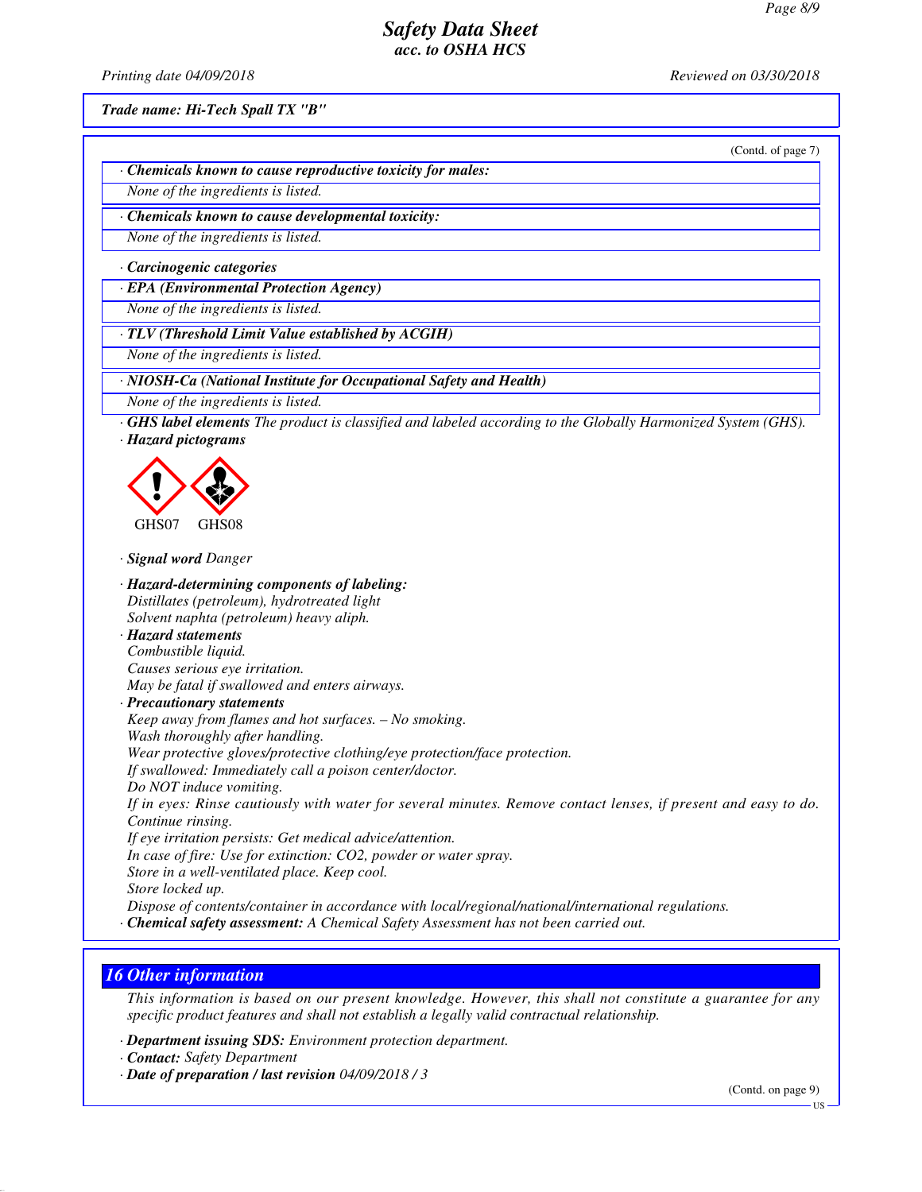Trade name: Hi-Tech Spall TX "B"

(Contd. of page 7)

· **Chemicals known to cause reproductive toxicity for males:**

None of the ingredients is listed.

· **Chemicals known to cause developmental toxicity:**

None of the ingredients is listed.

· **Carcinogenic categories**

· **EPA (Environmental Protection Agency)**

None of the ingredients is listed.

· **TLV (Threshold Limit Value established by ACGIH)**

None of the ingredients is listed.

· **NIOSH-Ca (National Institute for Occupational Safety and Health)**

None of the ingredients is listed.

· **GHS label elements** The product is classified and labeled according to the Globally Harmonized System (GHS).

· **Hazard pictograms**

GHS07 GHS08

· **Signal word** Danger

· **Hazard-determining components of labeling:**

Distillates (petroleum), hydrotreated light
Solvent naphtha (petroleum) heavy aliph.

· **Hazard statements**

Combustible liquid.
Causes serious eye irritation.
May be fatal if swallowed and enters airways.

· **Precautionary statements**

Keep away from flames and hot surfaces. – No smoking.
Wash thoroughly after handling.
Wear protective gloves/protective clothing/eye protection/face protection.
If swallowed: Immediately call a poison center/doctor.
Do NOT induce vomiting.
If in eyes: Rinse cautiously with water for several minutes. Remove contact lenses, if present and easy to do. Continue rinsing.
If eye irritation persists: Get medical advice/attention.
In case of fire: Use for extinction: $CO_2$, powder or water spray.
Store in a well-ventilated place. Keep cool.
Store locked up.
Dispose of contents/container in accordance with local/regional/national/international regulations.

· **Chemical safety assessment:** A Chemical Safety Assessment has not been carried out.

## 16 Other information

This information is based on our present knowledge. However, this shall not constitute a guarantee for any specific product features and shall not establish a legally valid contractual relationship.

· **Department issuing SDS:** Environment protection department.

· **Contact:** Safety Department

· **Date of preparation / last revision** 04/09/2018 / 3

(Contd. on page 9)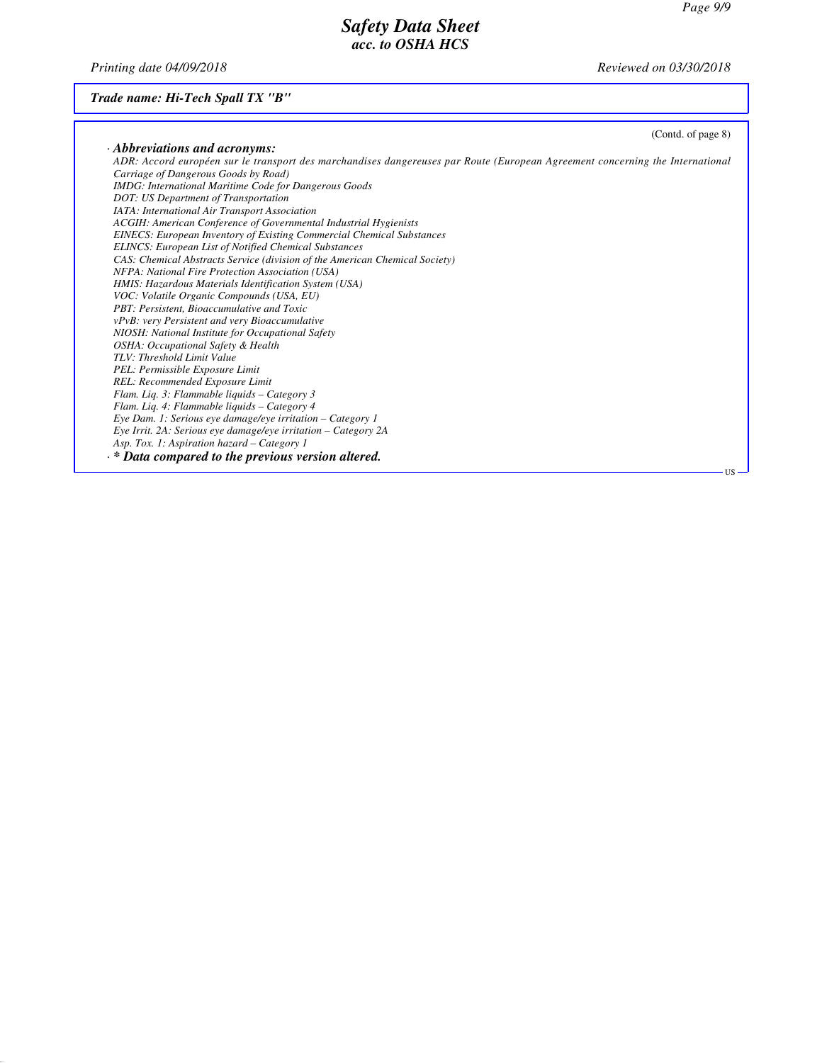## Safety Data Sheet
### acc. to OSHA HCS

*Printing date 04/09/2018* *Reviewed on 03/30/2018*

**Trade name: Hi-Tech Spall TX "B"**

(Contd. of page 8)

· ***Abbreviations and acronyms:***

*ADR: Accord européen sur le transport des marchandises dangereuses par Route (European Agreement concerning the International Carriage of Dangerous Goods by Road)*
*IMDG: International Maritime Code for Dangerous Goods*
*DOT: US Department of Transportation*
*IATA: International Air Transport Association*
*ACGIH: American Conference of Governmental Industrial Hygienists*
*EINECS: European Inventory of Existing Commercial Chemical Substances*
*ELINCS: European List of Notified Chemical Substances*
*CAS: Chemical Abstracts Service (division of the American Chemical Society)*
*NFPA: National Fire Protection Association (USA)*
*HMIS: Hazardous Materials Identification System (USA)*
*VOC: Volatile Organic Compounds (USA, EU)*
*PBT: Persistent, Bioaccumulative and Toxic*
*vPvB: very Persistent and very Bioaccumulative*
*NIOSH: National Institute for Occupational Safety*
*OSHA: Occupational Safety & Health*
*TLV: Threshold Limit Value*
*PEL: Permissible Exposure Limit*
*REL: Recommended Exposure Limit*
*Flam. Liq. 3: Flammable liquids – Category 3*
*Flam. Liq. 4: Flammable liquids – Category 4*
*Eye Dam. 1: Serious eye damage/eye irritation – Category 1*
*Eye Irrit. 2A: Serious eye damage/eye irritation – Category 2A*
*Asp. Tox. 1: Aspiration hazard – Category 1*

· ***\* Data compared to the previous version altered.***

US